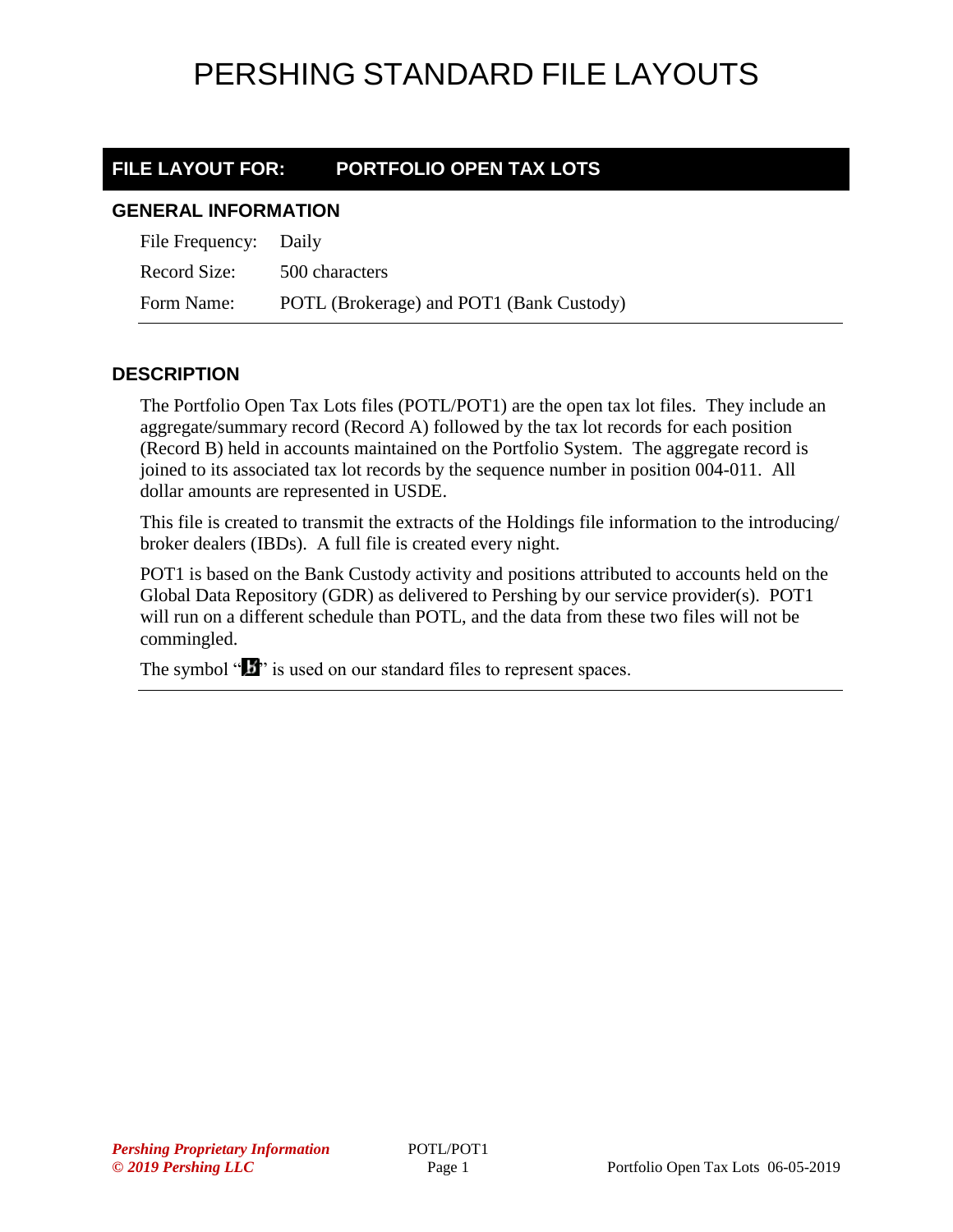# PERSHING STANDARD FILE LAYOUTS

## FILE LAYOUT FOR: PORTFOLIO OPEN TAX LOTS

### GENERAL INFORMATION

| | |
|---|---|
| File Frequency: | Daily |
| Record Size: | 500 characters |
| Form Name: | POTL (Brokerage) and POT1 (Bank Custody) |

### DESCRIPTION

The Portfolio Open Tax Lots files (POTL/POT1) are the open tax lot files. They include an aggregate/summary record (Record A) followed by the tax lot records for each position (Record B) held in accounts maintained on the Portfolio System. The aggregate record is joined to its associated tax lot records by the sequence number in position 004-011. All dollar amounts are represented in USDE.

This file is created to transmit the extracts of the Holdings file information to the introducing/ broker dealers (IBDs). A full file is created every night.

POT1 is based on the Bank Custody activity and positions attributed to accounts held on the Global Data Repository (GDR) as delivered to Pershing by our service provider(s). POT1 will run on a different schedule than POTL, and the data from these two files will not be commingled.

The symbol "b̸" is used on our standard files to represent spaces.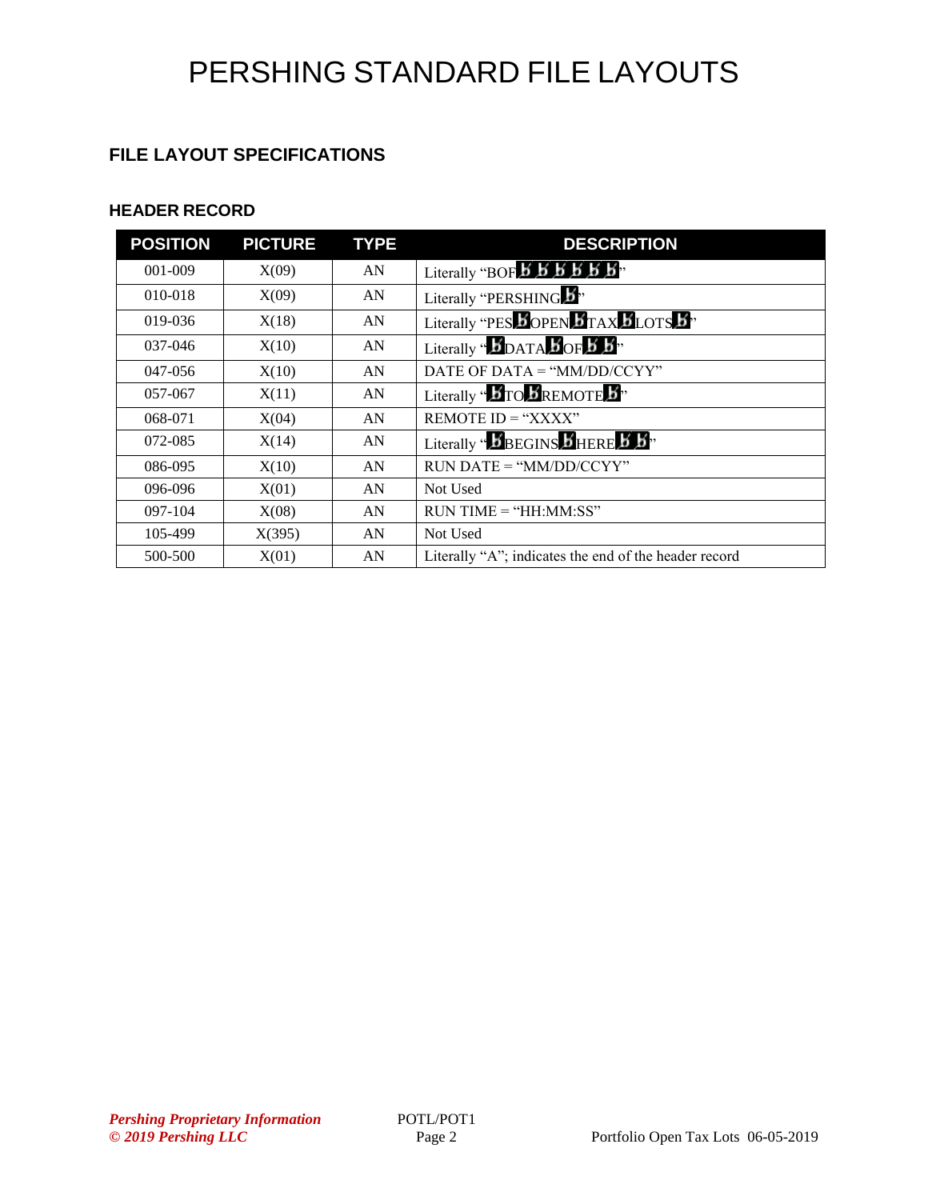## FILE LAYOUT SPECIFICATIONS

### HEADER RECORD

| POSITION | PICTURE | TYPE | DESCRIPTION |
|---|---|---|---|
| 001-009 | X(09) | AN | Literally "BOFƀƀƀƀƀƀ" |
| 010-018 | X(09) | AN | Literally "PERSHINGƀ" |
| 019-036 | X(18) | AN | Literally "PESƀOPENƀTAXƀLOTSƀ" |
| 037-046 | X(10) | AN | Literally "ƀDATAƀOFƀƀ" |
| 047-056 | X(10) | AN | DATE OF DATA = "MM/DD/CCYY" |
| 057-067 | X(11) | AN | Literally "ƀTOƀREMOTEƀ" |
| 068-071 | X(04) | AN | REMOTE ID = "XXXX" |
| 072-085 | X(14) | AN | Literally "ƀBEGINSƀHEREƀƀ" |
| 086-095 | X(10) | AN | RUN DATE = "MM/DD/CCYY" |
| 096-096 | X(01) | AN | Not Used |
| 097-104 | X(08) | AN | RUN TIME = "HH:MM:SS" |
| 105-499 | X(395) | AN | Not Used |
| 500-500 | X(01) | AN | Literally "A"; indicates the end of the header record |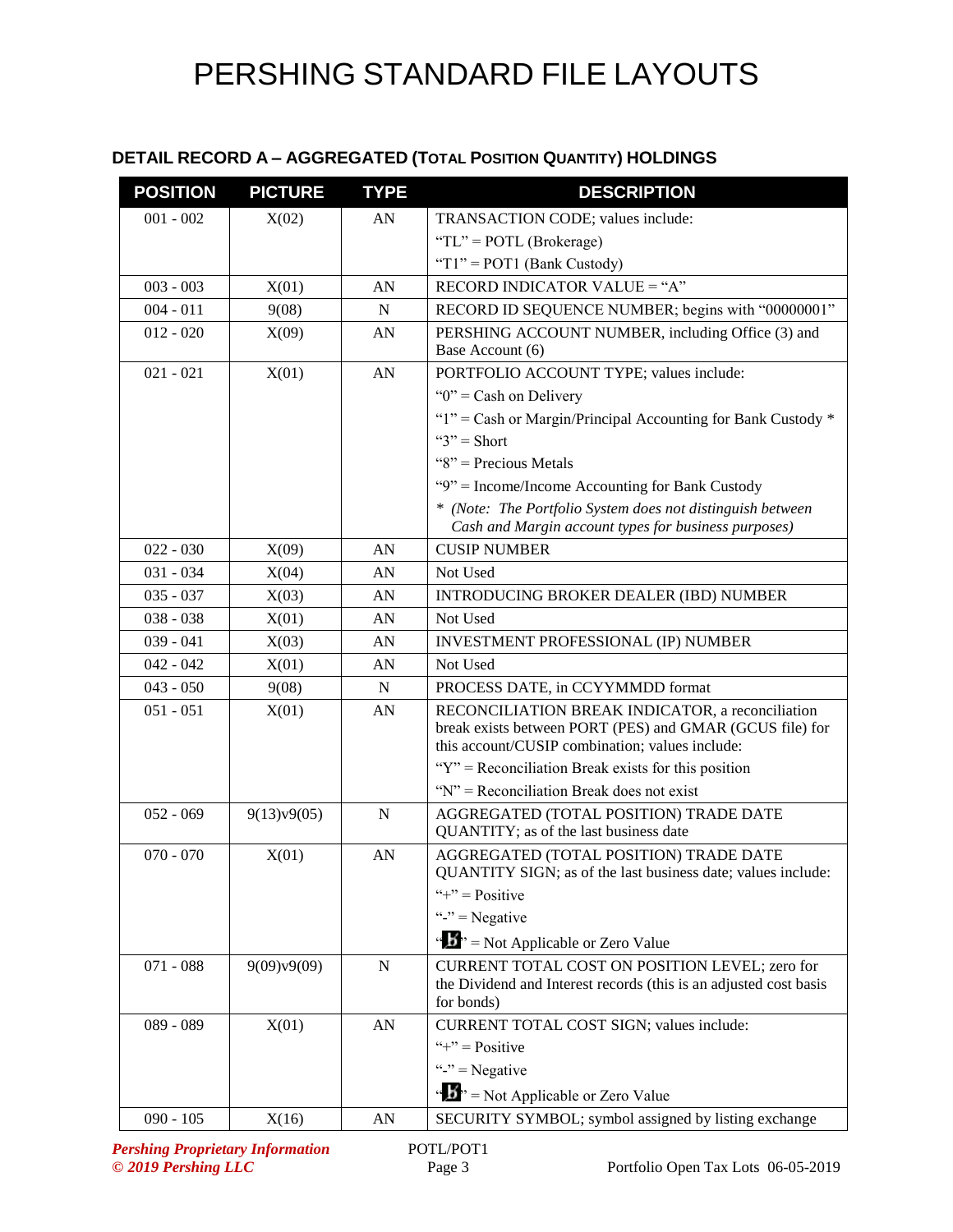## DETAIL RECORD A – AGGREGATED (TOTAL POSITION QUANTITY) HOLDINGS

| POSITION | PICTURE | TYPE | DESCRIPTION |
|---|---|---|---|
| 001 - 002 | X(02) | AN | TRANSACTION CODE; values include:<br>“TL” = POTL (Brokerage)<br>“T1” = POT1 (Bank Custody) |
| 003 - 003 | X(01) | AN | RECORD INDICATOR VALUE = “A” |
| 004 - 011 | 9(08) | N | RECORD ID SEQUENCE NUMBER; begins with “00000001” |
| 012 - 020 | X(09) | AN | PERSHING ACCOUNT NUMBER, including Office (3) and Base Account (6) |
| 021 - 021 | X(01) | AN | PORTFOLIO ACCOUNT TYPE; values include:<br>“0” = Cash on Delivery<br>“1” = Cash or Margin/Principal Accounting for Bank Custody *<br>“3” = Short<br>“8” = Precious Metals<br>“9” = Income/Income Accounting for Bank Custody<br>* *(Note: The Portfolio System does not distinguish between Cash and Margin account types for business purposes)* |
| 022 - 030 | X(09) | AN | CUSIP NUMBER |
| 031 - 034 | X(04) | AN | Not Used |
| 035 - 037 | X(03) | AN | INTRODUCING BROKER DEALER (IBD) NUMBER |
| 038 - 038 | X(01) | AN | Not Used |
| 039 - 041 | X(03) | AN | INVESTMENT PROFESSIONAL (IP) NUMBER |
| 042 - 042 | X(01) | AN | Not Used |
| 043 - 050 | 9(08) | N | PROCESS DATE, in CCYYMMDD format |
| 051 - 051 | X(01) | AN | RECONCILIATION BREAK INDICATOR, a reconciliation break exists between PORT (PES) and GMAR (GCUS file) for this account/CUSIP combination; values include:<br>“Y” = Reconciliation Break exists for this position<br>“N” = Reconciliation Break does not exist |
| 052 - 069 | 9(13)v9(05) | N | AGGREGATED (TOTAL POSITION) TRADE DATE QUANTITY; as of the last business date |
| 070 - 070 | X(01) | AN | AGGREGATED (TOTAL POSITION) TRADE DATE QUANTITY SIGN; as of the last business date; values include:<br>“+” = Positive<br>“-” = Negative<br>“ƀ” = Not Applicable or Zero Value |
| 071 - 088 | 9(09)v9(09) | N | CURRENT TOTAL COST ON POSITION LEVEL; zero for the Dividend and Interest records (this is an adjusted cost basis for bonds) |
| 089 - 089 | X(01) | AN | CURRENT TOTAL COST SIGN; values include:<br>“+” = Positive<br>“-” = Negative<br>“ƀ” = Not Applicable or Zero Value |
| 090 - 105 | X(16) | AN | SECURITY SYMBOL; symbol assigned by listing exchange |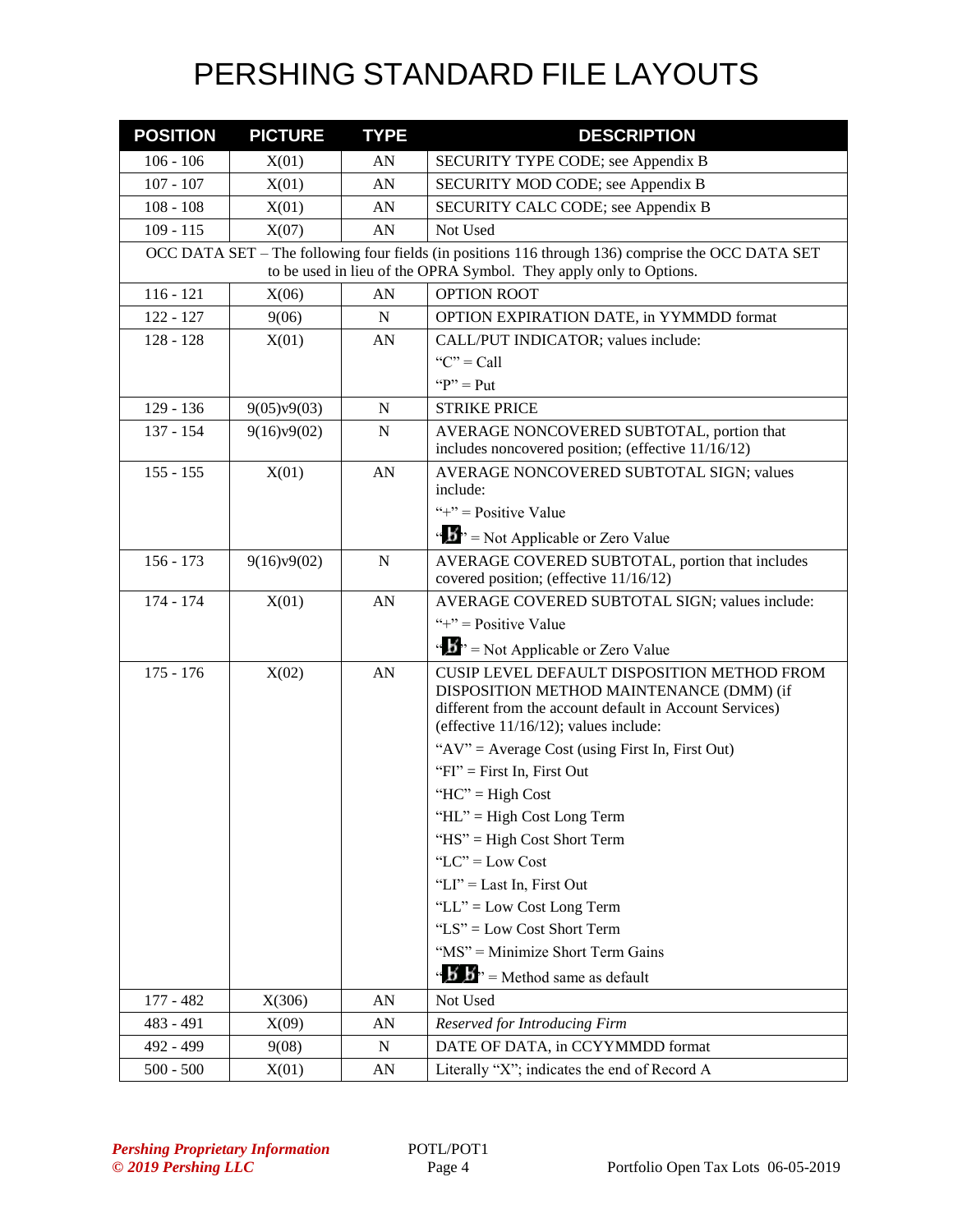# PERSHING STANDARD FILE LAYOUTS

| POSITION | PICTURE | TYPE | DESCRIPTION |
|---|---|---|---|
| 106 - 106 | X(01) | AN | SECURITY TYPE CODE; see Appendix B |
| 107 - 107 | X(01) | AN | SECURITY MOD CODE; see Appendix B |
| 108 - 108 | X(01) | AN | SECURITY CALC CODE; see Appendix B |
| 109 - 115 | X(07) | AN | Not Used |
| OCC DATA SET – The following four fields (in positions 116 through 136) comprise the OCC DATA SET to be used in lieu of the OPRA Symbol. They apply only to Options. | | | |
| 116 - 121 | X(06) | AN | OPTION ROOT |
| 122 - 127 | 9(06) | N | OPTION EXPIRATION DATE, in YYMMDD format |
| 128 - 128 | X(01) | AN | CALL/PUT INDICATOR; values include:<br>"C" = Call<br>"P" = Put |
| 129 - 136 | 9(05)v9(03) | N | STRIKE PRICE |
| 137 - 154 | 9(16)v9(02) | N | AVERAGE NONCOVERED SUBTOTAL, portion that includes noncovered position; (effective 11/16/12) |
| 155 - 155 | X(01) | AN | AVERAGE NONCOVERED SUBTOTAL SIGN; values include:<br>"+" = Positive Value<br>"b̸" = Not Applicable or Zero Value |
| 156 - 173 | 9(16)v9(02) | N | AVERAGE COVERED SUBTOTAL, portion that includes covered position; (effective 11/16/12) |
| 174 - 174 | X(01) | AN | AVERAGE COVERED SUBTOTAL SIGN; values include:<br>"+" = Positive Value<br>"b̸" = Not Applicable or Zero Value |
| 175 - 176 | X(02) | AN | CUSIP LEVEL DEFAULT DISPOSITION METHOD FROM DISPOSITION METHOD MAINTENANCE (DMM) (if different from the account default in Account Services) (effective 11/16/12); values include:<br>"AV" = Average Cost (using First In, First Out)<br>"FI" = First In, First Out<br>"HC" = High Cost<br>"HL" = High Cost Long Term<br>"HS" = High Cost Short Term<br>"LC" = Low Cost<br>"LI" = Last In, First Out<br>"LL" = Low Cost Long Term<br>"LS" = Low Cost Short Term<br>"MS" = Minimize Short Term Gains<br>"b̸b̸" = Method same as default |
| 177 - 482 | X(306) | AN | Not Used |
| 483 - 491 | X(09) | AN | *Reserved for Introducing Firm* |
| 492 - 499 | 9(08) | N | DATE OF DATA, in CCYYMMDD format |
| 500 - 500 | X(01) | AN | Literally "X"; indicates the end of Record A |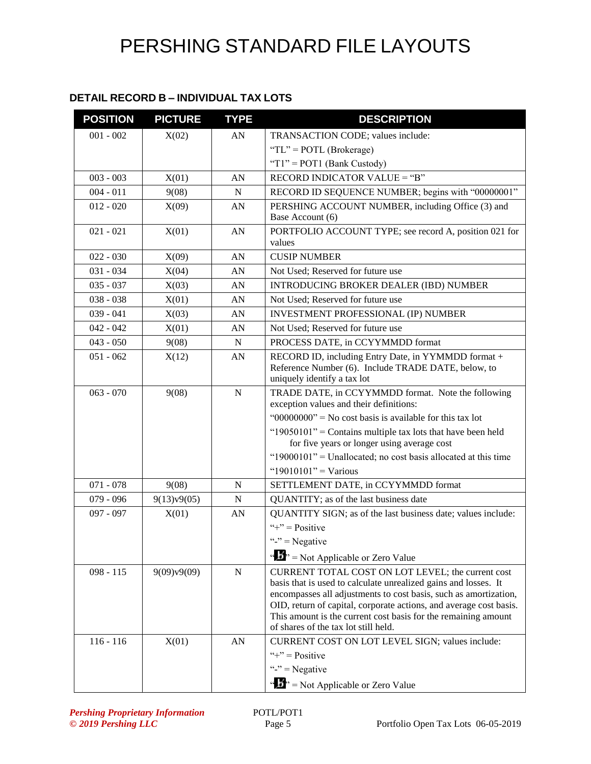# PERSHING STANDARD FILE LAYOUTS

### DETAIL RECORD B – INDIVIDUAL TAX LOTS

| POSITION | PICTURE | TYPE | DESCRIPTION |
|---|---|---|---|
| 001 - 002 | X(02) | AN | TRANSACTION CODE; values include:<br>"TL" = POTL (Brokerage)<br>"T1" = POT1 (Bank Custody) |
| 003 - 003 | X(01) | AN | RECORD INDICATOR VALUE = "B" |
| 004 - 011 | 9(08) | N | RECORD ID SEQUENCE NUMBER; begins with "00000001" |
| 012 - 020 | X(09) | AN | PERSHING ACCOUNT NUMBER, including Office (3) and Base Account (6) |
| 021 - 021 | X(01) | AN | PORTFOLIO ACCOUNT TYPE; see record A, position 021 for values |
| 022 - 030 | X(09) | AN | CUSIP NUMBER |
| 031 - 034 | X(04) | AN | Not Used; Reserved for future use |
| 035 - 037 | X(03) | AN | INTRODUCING BROKER DEALER (IBD) NUMBER |
| 038 - 038 | X(01) | AN | Not Used; Reserved for future use |
| 039 - 041 | X(03) | AN | INVESTMENT PROFESSIONAL (IP) NUMBER |
| 042 - 042 | X(01) | AN | Not Used; Reserved for future use |
| 043 - 050 | 9(08) | N | PROCESS DATE, in CCYYMMDD format |
| 051 - 062 | X(12) | AN | RECORD ID, including Entry Date, in YYMMDD format + Reference Number (6). Include TRADE DATE, below, to uniquely identify a tax lot |
| 063 - 070 | 9(08) | N | TRADE DATE, in CCYYMMDD format. Note the following exception values and their definitions:<br>"00000000" = No cost basis is available for this tax lot<br>"19050101" = Contains multiple tax lots that have been held for five years or longer using average cost<br>"19000101" = Unallocated; no cost basis allocated at this time<br>"19010101" = Various |
| 071 - 078 | 9(08) | N | SETTLEMENT DATE, in CCYYMMDD format |
| 079 - 096 | 9(13)v9(05) | N | QUANTITY; as of the last business date |
| 097 - 097 | X(01) | AN | QUANTITY SIGN; as of the last business date; values include:<br>"+" = Positive<br>"-" = Negative<br>"b" = Not Applicable or Zero Value |
| 098 - 115 | 9(09)v9(09) | N | CURRENT TOTAL COST ON LOT LEVEL; the current cost basis that is used to calculate unrealized gains and losses. It encompasses all adjustments to cost basis, such as amortization, OID, return of capital, corporate actions, and average cost basis. This amount is the current cost basis for the remaining amount of shares of the tax lot still held. |
| 116 - 116 | X(01) | AN | CURRENT COST ON LOT LEVEL SIGN; values include:<br>"+" = Positive<br>"-" = Negative<br>"b" = Not Applicable or Zero Value |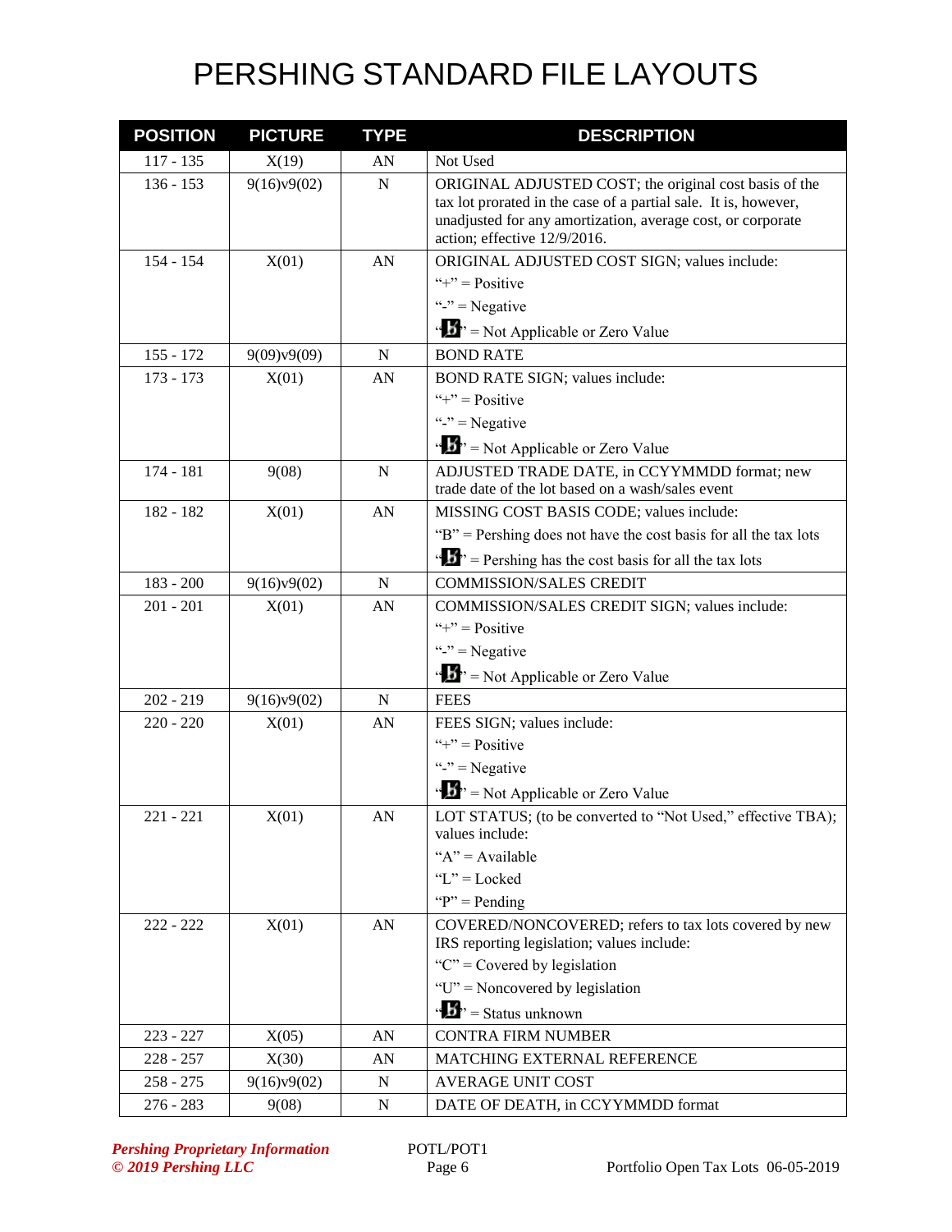# PERSHING STANDARD FILE LAYOUTS

| POSITION | PICTURE | TYPE | DESCRIPTION |
|---|---|---|---|
| 117 - 135 | X(19) | AN | Not Used |
| 136 - 153 | 9(16)v9(02) | N | ORIGINAL ADJUSTED COST; the original cost basis of the tax lot prorated in the case of a partial sale. It is, however, unadjusted for any amortization, average cost, or corporate action; effective 12/9/2016. |
| 154 - 154 | X(01) | AN | ORIGINAL ADJUSTED COST SIGN; values include:<br>"+" = Positive<br>"-" = Negative<br>"b" = Not Applicable or Zero Value |
| 155 - 172 | 9(09)v9(09) | N | BOND RATE |
| 173 - 173 | X(01) | AN | BOND RATE SIGN; values include:<br>"+" = Positive<br>"-" = Negative<br>"b" = Not Applicable or Zero Value |
| 174 - 181 | 9(08) | N | ADJUSTED TRADE DATE, in CCYYMMDD format; new trade date of the lot based on a wash/sales event |
| 182 - 182 | X(01) | AN | MISSING COST BASIS CODE; values include:<br>"B" = Pershing does not have the cost basis for all the tax lots<br>"b" = Pershing has the cost basis for all the tax lots |
| 183 - 200 | 9(16)v9(02) | N | COMMISSION/SALES CREDIT |
| 201 - 201 | X(01) | AN | COMMISSION/SALES CREDIT SIGN; values include:<br>"+" = Positive<br>"-" = Negative<br>"b" = Not Applicable or Zero Value |
| 202 - 219 | 9(16)v9(02) | N | FEES |
| 220 - 220 | X(01) | AN | FEES SIGN; values include:<br>"+" = Positive<br>"-" = Negative<br>"b" = Not Applicable or Zero Value |
| 221 - 221 | X(01) | AN | LOT STATUS; (to be converted to "Not Used," effective TBA); values include:<br>"A" = Available<br>"L" = Locked<br>"P" = Pending |
| 222 - 222 | X(01) | AN | COVERED/NONCOVERED; refers to tax lots covered by new IRS reporting legislation; values include:<br>"C" = Covered by legislation<br>"U" = Noncovered by legislation<br>"b" = Status unknown |
| 223 - 227 | X(05) | AN | CONTRA FIRM NUMBER |
| 228 - 257 | X(30) | AN | MATCHING EXTERNAL REFERENCE |
| 258 - 275 | 9(16)v9(02) | N | AVERAGE UNIT COST |
| 276 - 283 | 9(08) | N | DATE OF DEATH, in CCYYMMDD format |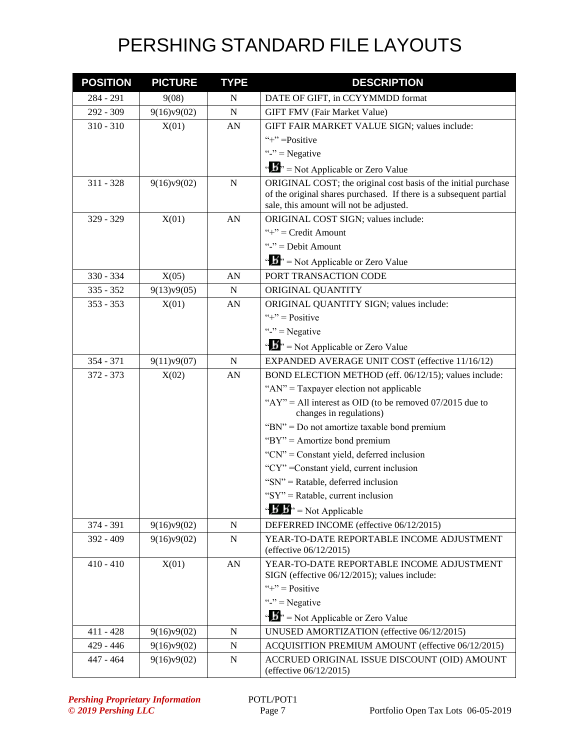# PERSHING STANDARD FILE LAYOUTS

| POSITION | PICTURE | TYPE | DESCRIPTION |
|---|---|---|---|
| 284 - 291 | 9(08) | N | DATE OF GIFT, in CCYYMMDD format |
| 292 - 309 | 9(16)v9(02) | N | GIFT FMV (Fair Market Value) |
| 310 - 310 | X(01) | AN | GIFT FAIR MARKET VALUE SIGN; values include:<br>"+" =Positive<br>"-" = Negative<br>"ƀ" = Not Applicable or Zero Value |
| 311 - 328 | 9(16)v9(02) | N | ORIGINAL COST; the original cost basis of the initial purchase of the original shares purchased. If there is a subsequent partial sale, this amount will not be adjusted. |
| 329 - 329 | X(01) | AN | ORIGINAL COST SIGN; values include:<br>"+" = Credit Amount<br>"-" = Debit Amount<br>"ƀ" = Not Applicable or Zero Value |
| 330 - 334 | X(05) | AN | PORT TRANSACTION CODE |
| 335 - 352 | 9(13)v9(05) | N | ORIGINAL QUANTITY |
| 353 - 353 | X(01) | AN | ORIGINAL QUANTITY SIGN; values include:<br>"+" = Positive<br>"-" = Negative<br>"ƀ" = Not Applicable or Zero Value |
| 354 - 371 | 9(11)v9(07) | N | EXPANDED AVERAGE UNIT COST (effective 11/16/12) |
| 372 - 373 | X(02) | AN | BOND ELECTION METHOD (eff. 06/12/15); values include:<br>"AN" = Taxpayer election not applicable<br>"AY" = All interest as OID (to be removed 07/2015 due to changes in regulations)<br>"BN" = Do not amortize taxable bond premium<br>"BY" = Amortize bond premium<br>"CN" = Constant yield, deferred inclusion<br>"CY" =Constant yield, current inclusion<br>"SN" = Ratable, deferred inclusion<br>"SY" = Ratable, current inclusion<br>"ƀƀ" = Not Applicable |
| 374 - 391 | 9(16)v9(02) | N | DEFERRED INCOME (effective 06/12/2015) |
| 392 - 409 | 9(16)v9(02) | N | YEAR-TO-DATE REPORTABLE INCOME ADJUSTMENT (effective 06/12/2015) |
| 410 - 410 | X(01) | AN | YEAR-TO-DATE REPORTABLE INCOME ADJUSTMENT SIGN (effective 06/12/2015); values include:<br>"+" = Positive<br>"-" = Negative<br>"ƀ" = Not Applicable or Zero Value |
| 411 - 428 | 9(16)v9(02) | N | UNUSED AMORTIZATION (effective 06/12/2015) |
| 429 - 446 | 9(16)v9(02) | N | ACQUISITION PREMIUM AMOUNT (effective 06/12/2015) |
| 447 - 464 | 9(16)v9(02) | N | ACCRUED ORIGINAL ISSUE DISCOUNT (OID) AMOUNT (effective 06/12/2015) |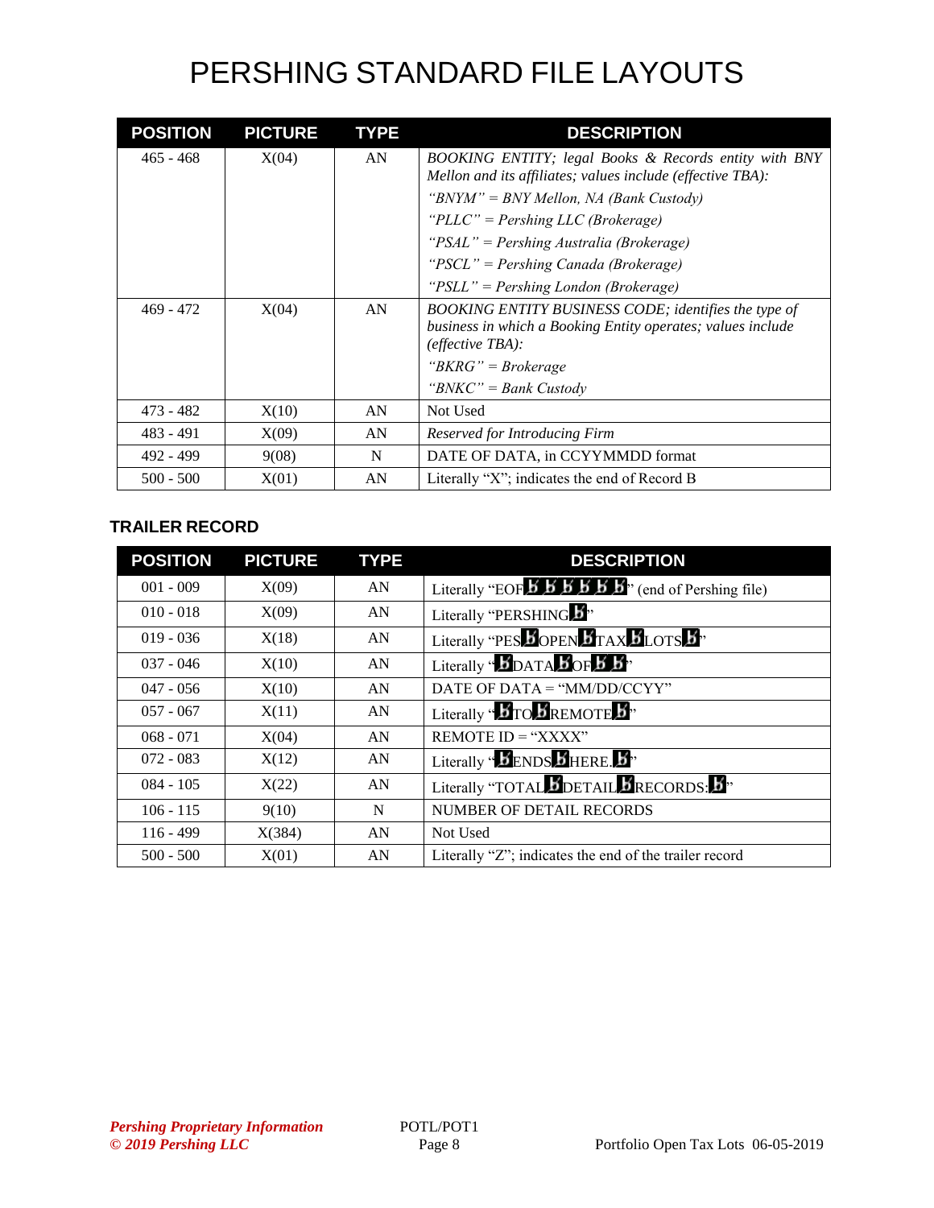| POSITION | PICTURE | TYPE | DESCRIPTION |
|---|---|---|---|
| 465 - 468 | X(04) | AN | *BOOKING ENTITY; legal Books & Records entity with BNY Mellon and its affiliates; values include (effective TBA):*<br>*"BNYM" = BNY Mellon, NA (Bank Custody)*<br>*"PLLC" = Pershing LLC (Brokerage)*<br>*"PSAL" = Pershing Australia (Brokerage)*<br>*"PSCL" = Pershing Canada (Brokerage)*<br>*"PSLL" = Pershing London (Brokerage)* |
| 469 - 472 | X(04) | AN | *BOOKING ENTITY BUSINESS CODE; identifies the type of business in which a Booking Entity operates; values include (effective TBA):*<br>*"BKRG" = Brokerage*<br>*"BNKC" = Bank Custody* |
| 473 - 482 | X(10) | AN | Not Used |
| 483 - 491 | X(09) | AN | *Reserved for Introducing Firm* |
| 492 - 499 | 9(08) | N | DATE OF DATA, in CCYYMMDD format |
| 500 - 500 | X(01) | AN | Literally "X"; indicates the end of Record B |

### TRAILER RECORD

| POSITION | PICTURE | TYPE | DESCRIPTION |
|---|---|---|---|
| 001 - 009 | X(09) | AN | Literally "EOFƀƀƀƀƀƀ" (end of Pershing file) |
| 010 - 018 | X(09) | AN | Literally "PERSHINGƀ" |
| 019 - 036 | X(18) | AN | Literally "PESƀOPENƀTAXƀLOTSƀ" |
| 037 - 046 | X(10) | AN | Literally "ƀDATAƀOFƀƀ" |
| 047 - 056 | X(10) | AN | DATE OF DATA = "MM/DD/CCYY" |
| 057 - 067 | X(11) | AN | Literally "ƀTOƀREMOTEƀ" |
| 068 - 071 | X(04) | AN | REMOTE ID = "XXXX" |
| 072 - 083 | X(12) | AN | Literally "ƀENDSƀHERE.ƀ" |
| 084 - 105 | X(22) | AN | Literally "TOTALƀDETAILƀRECORDS:ƀ" |
| 106 - 115 | 9(10) | N | NUMBER OF DETAIL RECORDS |
| 116 - 499 | X(384) | AN | Not Used |
| 500 - 500 | X(01) | AN | Literally "Z"; indicates the end of the trailer record |